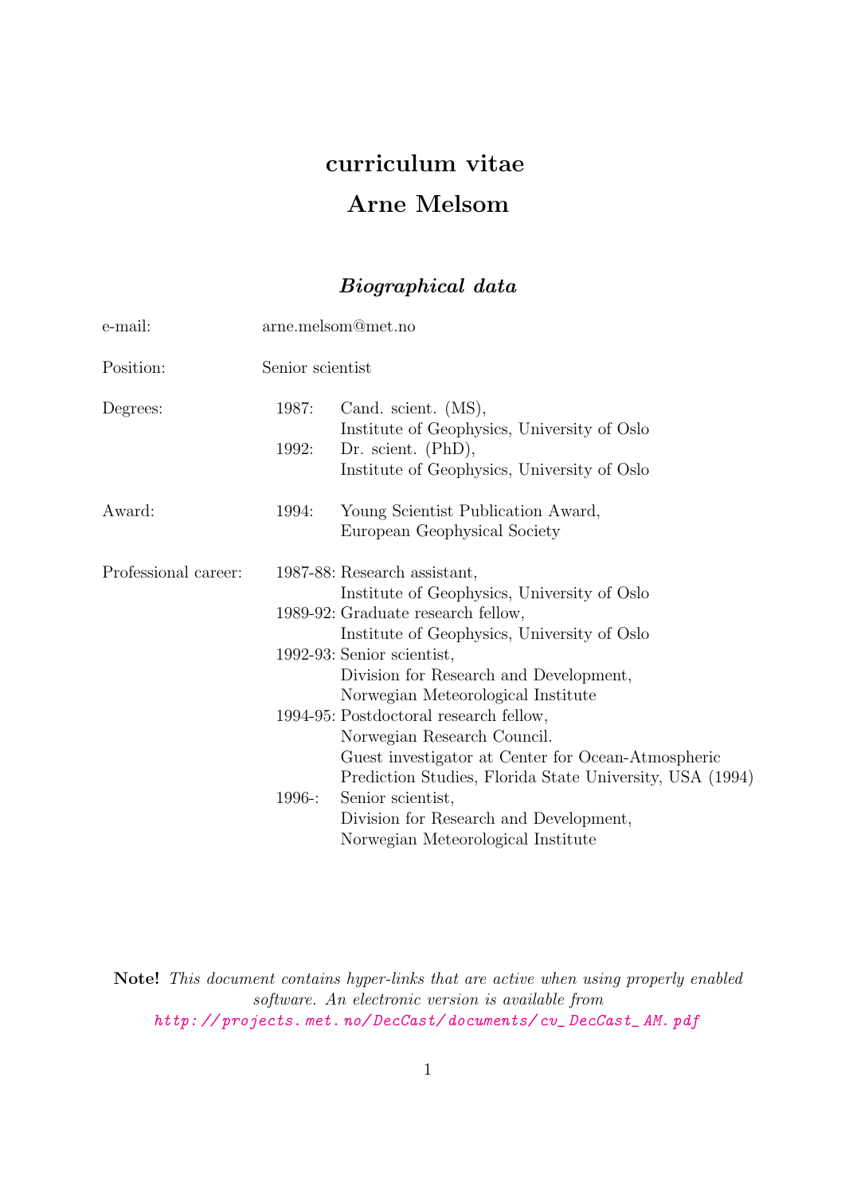# curriculum vitae

# Arne Melsom

## *Biographical data*

| | | |
|---|---|---|
| e-mail: | arne.melsom@met.no | |
| Position: | Senior scientist | |
| Degrees: | 1987: | Cand. scient. (MS), Institute of Geophysics, University of Oslo |
| | 1992: | Dr. scient. (PhD), Institute of Geophysics, University of Oslo |
| Award: | 1994: | Young Scientist Publication Award, European Geophysical Society |
| Professional career: | 1987-88: | Research assistant, Institute of Geophysics, University of Oslo |
| | 1989-92: | Graduate research fellow, Institute of Geophysics, University of Oslo |
| | 1992-93: | Senior scientist, Division for Research and Development, Norwegian Meteorological Institute |
| | 1994-95: | Postdoctoral research fellow, Norwegian Research Council. Guest investigator at Center for Ocean-Atmospheric Prediction Studies, Florida State University, USA (1994) |
| | 1996-: | Senior scientist, Division for Research and Development, Norwegian Meteorological Institute |

**Note!** *This document contains hyper-links that are active when using properly enabled software. An electronic version is available from* *http://projects.met.no/DecCast/documents/cv_DecCast_AM.pdf*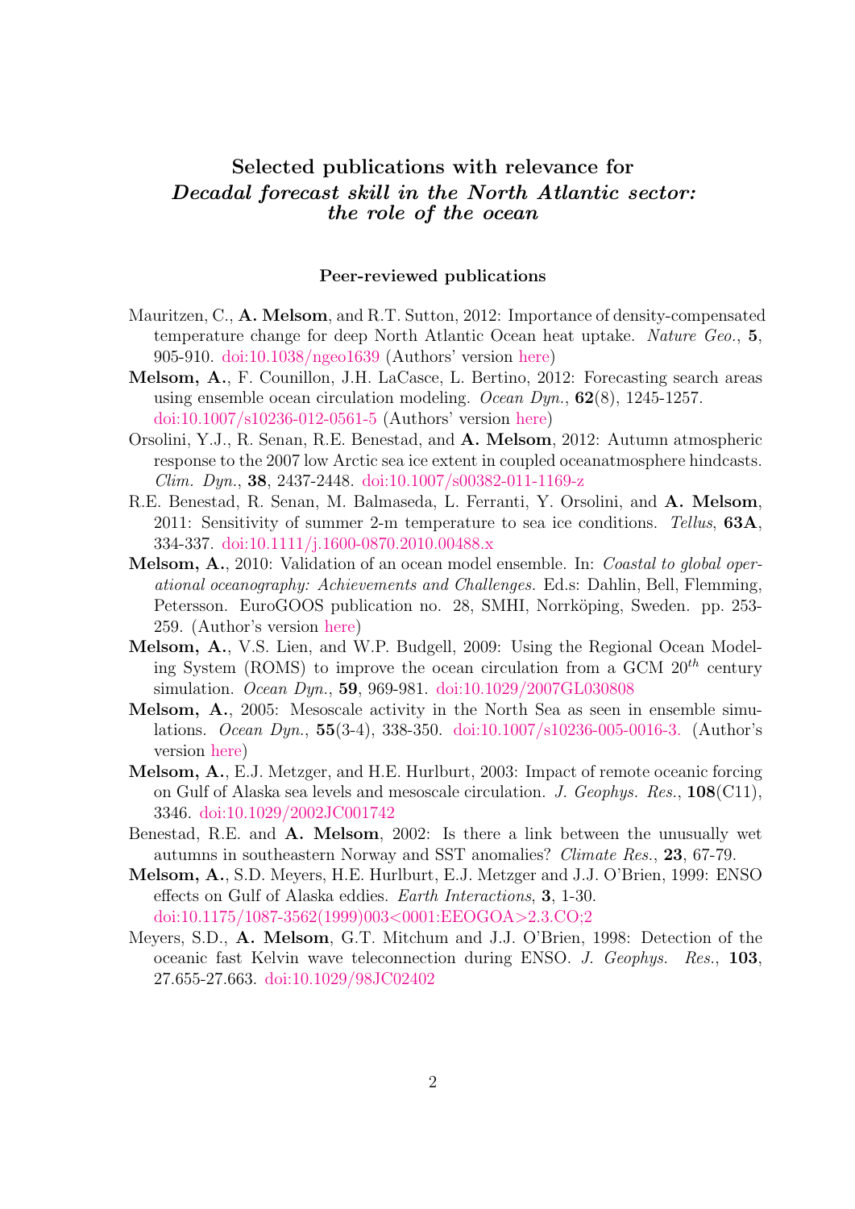## Selected publications with relevance for *Decadal forecast skill in the North Atlantic sector: the role of the ocean*

### Peer-reviewed publications

Mauritzen, C., **A. Melsom**, and R.T. Sutton, 2012: Importance of density-compensated temperature change for deep North Atlantic Ocean heat uptake. *Nature Geo.*, **5**, 905-910. doi:10.1038/ngeo1639 (Authors' version here)

**Melsom, A.**, F. Counillon, J.H. LaCasce, L. Bertino, 2012: Forecasting search areas using ensemble ocean circulation modeling. *Ocean Dyn.*, **62**(8), 1245-1257. doi:10.1007/s10236-012-0561-5 (Authors' version here)

Orsolini, Y.J., R. Senan, R.E. Benestad, and **A. Melsom**, 2012: Autumn atmospheric response to the 2007 low Arctic sea ice extent in coupled oceanatmosphere hindcasts. *Clim. Dyn.*, **38**, 2437-2448. doi:10.1007/s00382-011-1169-z

R.E. Benestad, R. Senan, M. Balmaseda, L. Ferranti, Y. Orsolini, and **A. Melsom**, 2011: Sensitivity of summer 2-m temperature to sea ice conditions. *Tellus*, **63A**, 334-337. doi:10.1111/j.1600-0870.2010.00488.x

**Melsom, A.**, 2010: Validation of an ocean model ensemble. In: *Coastal to global operational oceanography: Achievements and Challenges.* Ed.s: Dahlin, Bell, Flemming, Petersson. EuroGOOS publication no. 28, SMHI, Norrköping, Sweden. pp. 253-259. (Author's version here)

**Melsom, A.**, V.S. Lien, and W.P. Budgell, 2009: Using the Regional Ocean Modeling System (ROMS) to improve the ocean circulation from a GCM $20^{th}$ century simulation. *Ocean Dyn.*, **59**, 969-981. doi:10.1029/2007GL030808

**Melsom, A.**, 2005: Mesoscale activity in the North Sea as seen in ensemble simulations. *Ocean Dyn.*, **55**(3-4), 338-350. doi:10.1007/s10236-005-0016-3. (Author's version here)

**Melsom, A.**, E.J. Metzger, and H.E. Hurlburt, 2003: Impact of remote oceanic forcing on Gulf of Alaska sea levels and mesoscale circulation. *J. Geophys. Res.*, **108**(C11), 3346. doi:10.1029/2002JC001742

Benestad, R.E. and **A. Melsom**, 2002: Is there a link between the unusually wet autumns in southeastern Norway and SST anomalies? *Climate Res.*, **23**, 67-79.

**Melsom, A.**, S.D. Meyers, H.E. Hurlburt, E.J. Metzger and J.J. O'Brien, 1999: ENSO effects on Gulf of Alaska eddies. *Earth Interactions*, **3**, 1-30. doi:10.1175/1087-3562(1999)003<0001:EEOGOA>2.3.CO;2

Meyers, S.D., **A. Melsom**, G.T. Mitchum and J.J. O'Brien, 1998: Detection of the oceanic fast Kelvin wave teleconnection during ENSO. *J. Geophys. Res.*, **103**, 27.655-27.663. doi:10.1029/98JC02402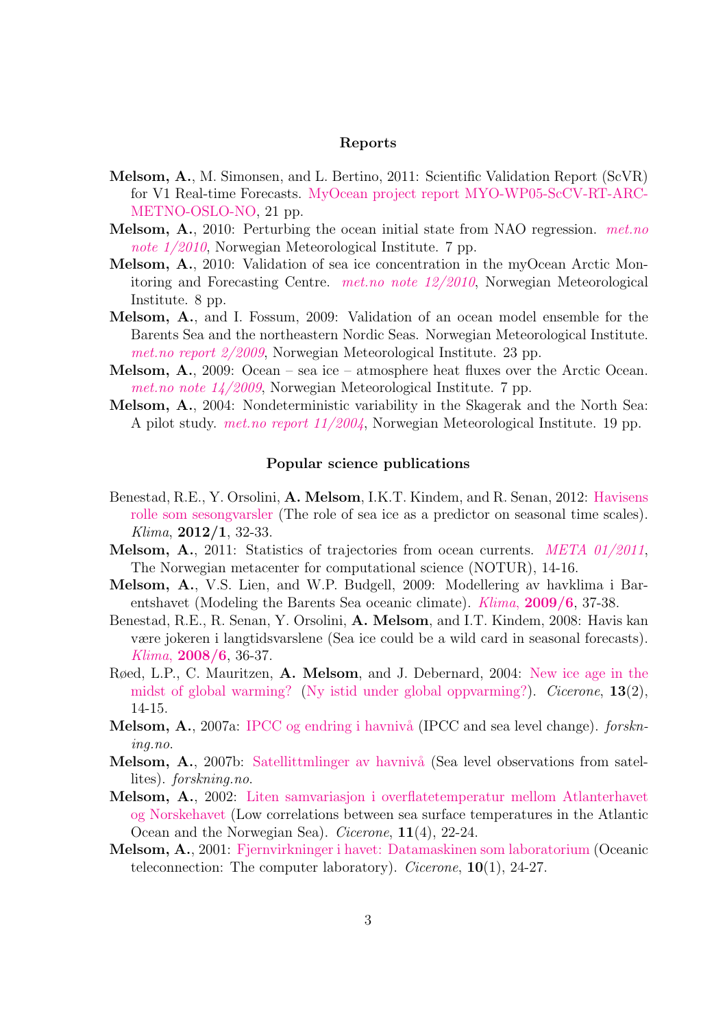## Reports

**Melsom, A.**, M. Simonsen, and L. Bertino, 2011: Scientific Validation Report (ScVR) for V1 Real-time Forecasts. MyOcean project report MYO-WP05-ScCV-RT-ARC-METNO-OSLO-NO, 21 pp.

**Melsom, A.**, 2010: Perturbing the ocean initial state from NAO regression. *met.no note 1/2010*, Norwegian Meteorological Institute. 7 pp.

**Melsom, A.**, 2010: Validation of sea ice concentration in the myOcean Arctic Monitoring and Forecasting Centre. *met.no note 12/2010*, Norwegian Meteorological Institute. 8 pp.

**Melsom, A.**, and I. Fossum, 2009: Validation of an ocean model ensemble for the Barents Sea and the northeastern Nordic Seas. Norwegian Meteorological Institute. *met.no report 2/2009*, Norwegian Meteorological Institute. 23 pp.

**Melsom, A.**, 2009: Ocean – sea ice – atmosphere heat fluxes over the Arctic Ocean. *met.no note 14/2009*, Norwegian Meteorological Institute. 7 pp.

**Melsom, A.**, 2004: Nondeterministic variability in the Skagerak and the North Sea: A pilot study. *met.no report 11/2004*, Norwegian Meteorological Institute. 19 pp.

## Popular science publications

Benestad, R.E., Y. Orsolini, **A. Melsom**, I.K.T. Kindem, and R. Senan, 2012: Havisens rolle som sesongvarsler (The role of sea ice as a predictor on seasonal time scales). *Klima*, **2012/1**, 32-33.

**Melsom, A.**, 2011: Statistics of trajectories from ocean currents. *META 01/2011*, The Norwegian metacenter for computational science (NOTUR), 14-16.

**Melsom, A.**, V.S. Lien, and W.P. Budgell, 2009: Modellering av havklima i Barentshavet (Modeling the Barents Sea oceanic climate). *Klima*, **2009/6**, 37-38.

Benestad, R.E., R. Senan, Y. Orsolini, **A. Melsom**, and I.T. Kindem, 2008: Havis kan være jokeren i langtidsvarslene (Sea ice could be a wild card in seasonal forecasts). *Klima*, **2008/6**, 36-37.

Røed, L.P., C. Mauritzen, **A. Melsom**, and J. Debernard, 2004: New ice age in the midst of global warming? (Ny istid under global oppvarming?). *Cicerone*, **13**(2), 14-15.

**Melsom, A.**, 2007a: IPCC og endring i havnivå (IPCC and sea level change). *forskning.no*.

**Melsom, A.**, 2007b: Satellittmlinger av havnivå (Sea level observations from satellites). *forskning.no*.

**Melsom, A.**, 2002: Liten samvariasjon i overflatetemperatur mellom Atlanterhavet og Norskehavet (Low correlations between sea surface temperatures in the Atlantic Ocean and the Norwegian Sea). *Cicerone*, **11**(4), 22-24.

**Melsom, A.**, 2001: Fjernvirkninger i havet: Datamaskinen som laboratorium (Oceanic teleconnection: The computer laboratory). *Cicerone*, **10**(1), 24-27.